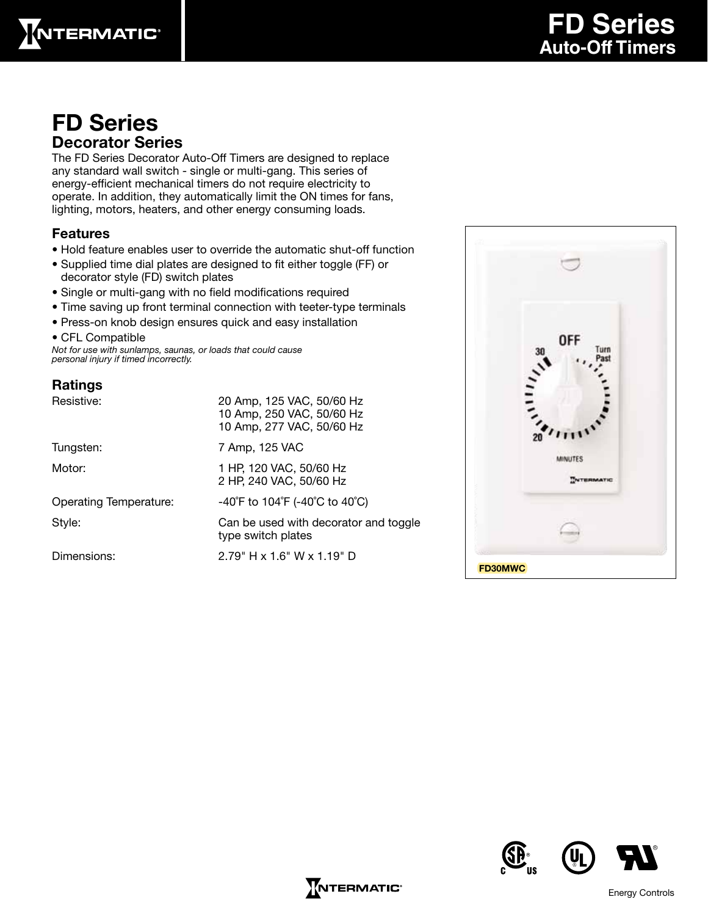# FD Series

## Auto-Off Timers

# FD Series

## Decorator Series

The FD Series Decorator Auto-Off Timers are designed to replace any standard wall switch - single or multi-gang. This series of energy-efficient mechanical timers do not require electricity to operate. In addition, they automatically limit the ON times for fans, lighting, motors, heaters, and other energy consuming loads.

### Features

- Hold feature enables user to override the automatic shut-off function
- Supplied time dial plates are designed to fit either toggle (FF) or decorator style (FD) switch plates
- Single or multi-gang with no field modifications required
- Time saving up front terminal connection with teeter-type terminals
- Press-on knob design ensures quick and easy installation
- CFL Compatible

*Not for use with sunlamps, saunas, or loads that could cause personal injury if timed incorrectly.*

### Ratings

| | |
|---|---|
| Resistive: | 20 Amp, 125 VAC, 50/60 Hz<br>10 Amp, 250 VAC, 50/60 Hz<br>10 Amp, 277 VAC, 50/60 Hz |
| Tungsten: | 7 Amp, 125 VAC |
| Motor: | 1 HP, 120 VAC, 50/60 Hz<br>2 HP, 240 VAC, 50/60 Hz |
| Operating Temperature: | -40°F to 104°F (-40°C to 40°C) |
| Style: | Can be used with decorator and toggle type switch plates |
| Dimensions: | 2.79" H x 1.6" W x 1.19" D |

FD30MWC

Energy Controls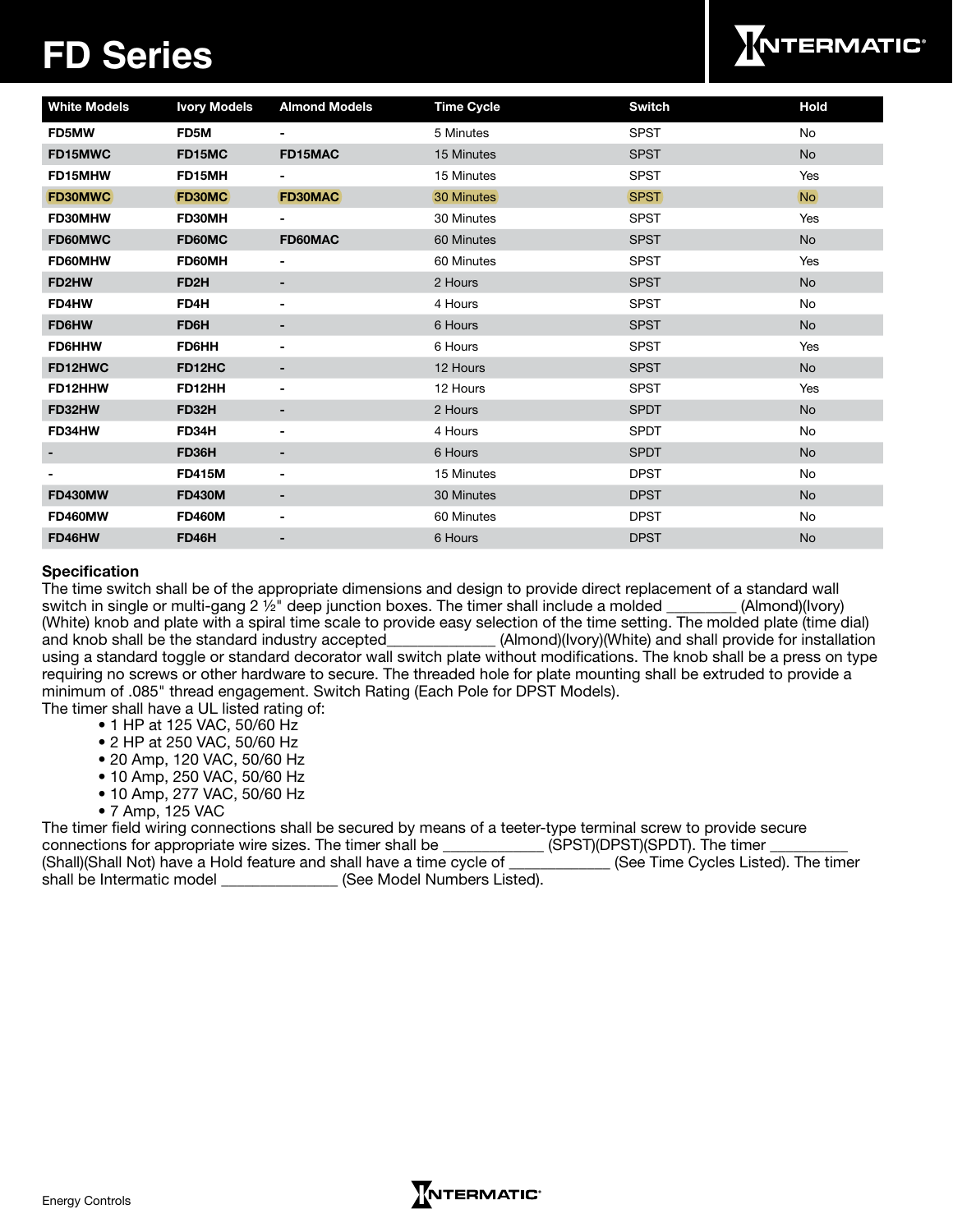# FD Series

| White Models | Ivory Models | Almond Models | Time Cycle | Switch | Hold |
|---|---|---|---|---|---|
| **FD5MW** | **FD5M** | **-** | 5 Minutes | SPST | No |
| **FD15MWC** | **FD15MC** | **FD15MAC** | 15 Minutes | SPST | No |
| **FD15MHW** | **FD15MH** | **-** | 15 Minutes | SPST | Yes |
| **FD30MWC** | **FD30MC** | **FD30MAC** | 30 Minutes | SPST | No |
| **FD30MHW** | **FD30MH** | **-** | 30 Minutes | SPST | Yes |
| **FD60MWC** | **FD60MC** | **FD60MAC** | 60 Minutes | SPST | No |
| **FD60MHW** | **FD60MH** | **-** | 60 Minutes | SPST | Yes |
| **FD2HW** | **FD2H** | **-** | 2 Hours | SPST | No |
| **FD4HW** | **FD4H** | **-** | 4 Hours | SPST | No |
| **FD6HW** | **FD6H** | **-** | 6 Hours | SPST | No |
| **FD6HHW** | **FD6HH** | **-** | 6 Hours | SPST | Yes |
| **FD12HWC** | **FD12HC** | **-** | 12 Hours | SPST | No |
| **FD12HHW** | **FD12HH** | **-** | 12 Hours | SPST | Yes |
| **FD32HW** | **FD32H** | **-** | 2 Hours | SPDT | No |
| **FD34HW** | **FD34H** | **-** | 4 Hours | SPDT | No |
| **-** | **FD36H** | **-** | 6 Hours | SPDT | No |
| **-** | **FD415M** | **-** | 15 Minutes | DPST | No |
| **FD430MW** | **FD430M** | **-** | 30 Minutes | DPST | No |
| **FD460MW** | **FD460M** | **-** | 60 Minutes | DPST | No |
| **FD46HW** | **FD46H** | **-** | 6 Hours | DPST | No |

**Specification**

The time switch shall be of the appropriate dimensions and design to provide direct replacement of a standard wall switch in single or multi-gang 2 ½" deep junction boxes. The timer shall include a molded ________ (Almond)(Ivory)(White) knob and plate with a spiral time scale to provide easy selection of the time setting. The molded plate (time dial) and knob shall be the standard industry accepted_____________ (Almond)(Ivory)(White) and shall provide for installation using a standard toggle or standard decorator wall switch plate without modifications. The knob shall be a press on type requiring no screws or other hardware to secure. The threaded hole for plate mounting shall be extruded to provide a minimum of .085" thread engagement. Switch Rating (Each Pole for DPST Models).

The timer shall have a UL listed rating of:

- 1 HP at 125 VAC, 50/60 Hz
- 2 HP at 250 VAC, 50/60 Hz
- 20 Amp, 120 VAC, 50/60 Hz
- 10 Amp, 250 VAC, 50/60 Hz
- 10 Amp, 277 VAC, 50/60 Hz
- 7 Amp, 125 VAC

The timer field wiring connections shall be secured by means of a teeter-type terminal screw to provide secure connections for appropriate wire sizes. The timer shall be ____________ (SPST)(DPST)(SPDT). The timer _________ (Shall)(Shall Not) have a Hold feature and shall have a time cycle of ____________ (See Time Cycles Listed). The timer shall be Intermatic model ______________ (See Model Numbers Listed).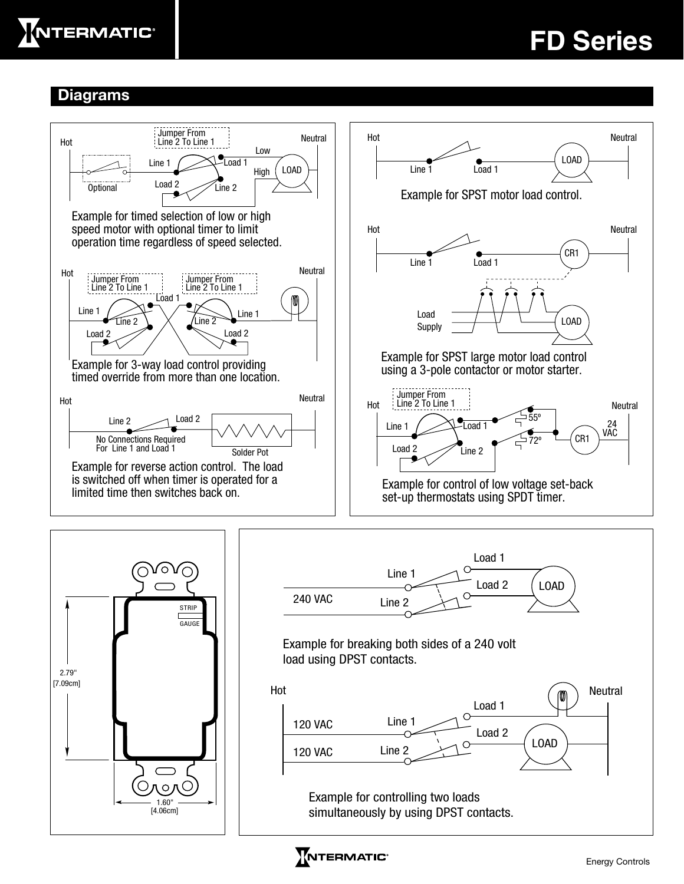## Diagrams

Hot

Jumper From Line 2 To Line 1

Neutral

Low

Line 1

Load 1

High

LOAD

Optional

Load 2

Line 2

Example for timed selection of low or high speed motor with optional timer to limit operation time regardless of speed selected.

Hot

Neutral

Jumper From Line 2 To Line 1

Jumper From Line 2 To Line 1

Load 1

Line 1

Line 1

Line 2

Line 2

Load 2

Load 2

Example for 3-way load control providing timed override from more than one location.

Hot

Neutral

Line 2

Load 2

No Connections Required For Line 1 and Load 1

Solder Pot

Example for reverse action control. The load is switched off when timer is operated for a limited time then switches back on.

Hot

Neutral

LOAD

Line 1

Load 1

Example for SPST motor load control.

Hot

Neutral

CR1

Line 1

Load 1

Load

Supply

LOAD

Example for SPST large motor load control using a 3-pole contactor or motor starter.

Jumper From Line 2 To Line 1

Hot

Neutral

55º

Line 1

Load 1

24 VAC

CR1

72º

Load 2

Line 2

Example for control of low voltage set-back set-up thermostats using SPDT timer.

STRIP

GAUGE

2.79" [7.09cm]

1.60" [4.06cm]

Load 1

Line 1

Load 2

LOAD

240 VAC

Line 2

Example for breaking both sides of a 240 volt load using DPST contacts.

Hot

Neutral

Load 1

120 VAC

Line 1

Load 2

LOAD

120 VAC

Line 2

Example for controlling two loads simultaneously by using DPST contacts.